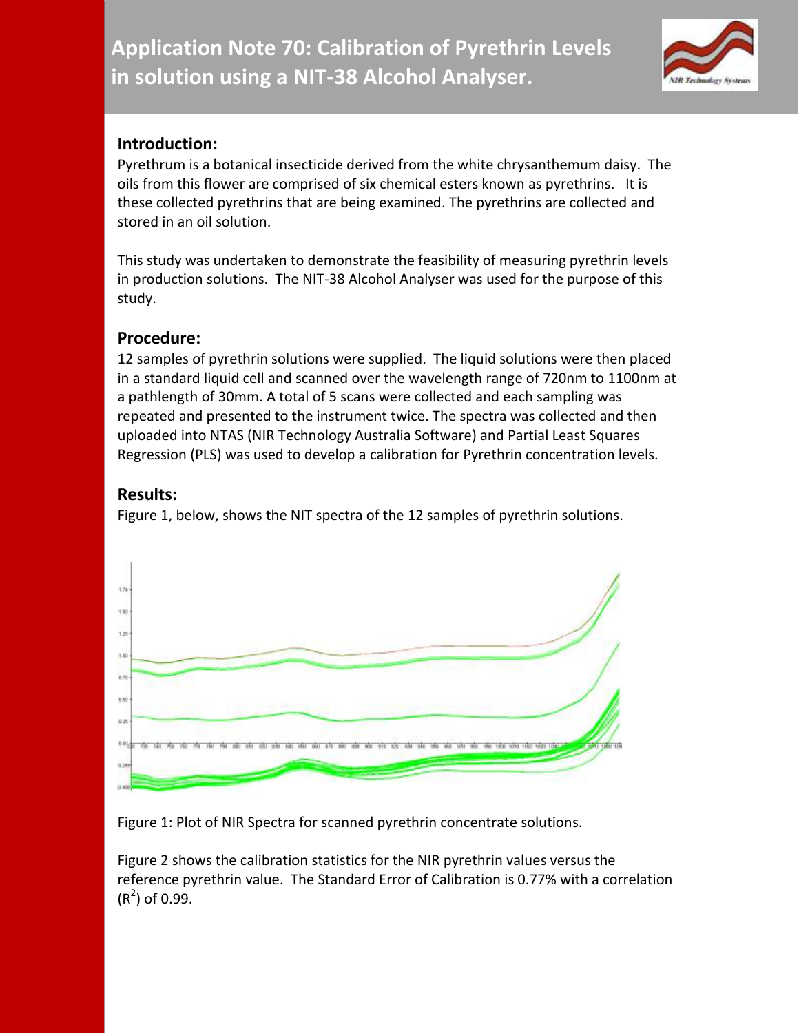# Application Note 70: Calibration of Pyrethrin Levels in solution using a NIT-38 Alcohol Analyser.

## Introduction:

Pyrethrum is a botanical insecticide derived from the white chrysanthemum daisy. The oils from this flower are comprised of six chemical esters known as pyrethrins. It is these collected pyrethrins that are being examined. The pyrethrins are collected and stored in an oil solution.

This study was undertaken to demonstrate the feasibility of measuring pyrethrin levels in production solutions. The NIT-38 Alcohol Analyser was used for the purpose of this study.

## Procedure:

12 samples of pyrethrin solutions were supplied. The liquid solutions were then placed in a standard liquid cell and scanned over the wavelength range of 720nm to 1100nm at a pathlength of 30mm. A total of 5 scans were collected and each sampling was repeated and presented to the instrument twice. The spectra was collected and then uploaded into NTAS (NIR Technology Australia Software) and Partial Least Squares Regression (PLS) was used to develop a calibration for Pyrethrin concentration levels.

## Results:

Figure 1, below, shows the NIT spectra of the 12 samples of pyrethrin solutions.

Figure 1: Plot of NIR Spectra for scanned pyrethrin concentrate solutions.

Figure 2 shows the calibration statistics for the NIR pyrethrin values versus the reference pyrethrin value. The Standard Error of Calibration is 0.77% with a correlation ($R^2$) of 0.99.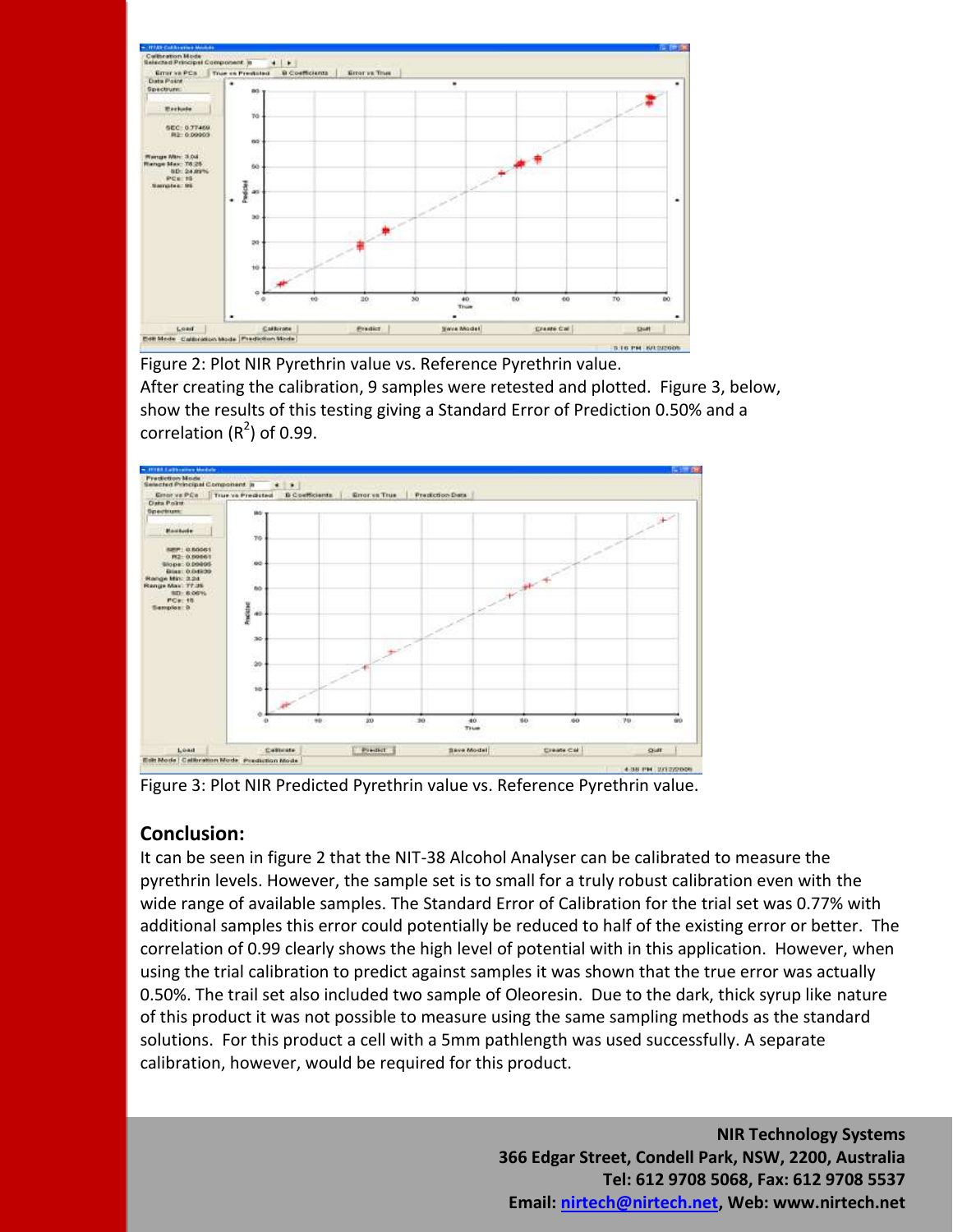Figure 2: Plot NIR Pyrethrin value vs. Reference Pyrethrin value.

After creating the calibration, 9 samples were retested and plotted. Figure 3, below, show the results of this testing giving a Standard Error of Prediction 0.50% and a correlation ($R^2$) of 0.99.

Figure 3: Plot NIR Predicted Pyrethrin value vs. Reference Pyrethrin value.

## Conclusion:

It can be seen in figure 2 that the NIT-38 Alcohol Analyser can be calibrated to measure the pyrethrin levels. However, the sample set is to small for a truly robust calibration even with the wide range of available samples. The Standard Error of Calibration for the trial set was 0.77% with additional samples this error could potentially be reduced to half of the existing error or better. The correlation of 0.99 clearly shows the high level of potential with in this application. However, when using the trial calibration to predict against samples it was shown that the true error was actually 0.50%. The trail set also included two sample of Oleoresin. Due to the dark, thick syrup like nature of this product it was not possible to measure using the same sampling methods as the standard solutions. For this product a cell with a 5mm pathlength was used successfully. A separate calibration, however, would be required for this product.

**NIR Technology Systems**
**366 Edgar Street, Condell Park, NSW, 2200, Australia**
**Tel: 612 9708 5068, Fax: 612 9708 5537**
**Email: nirtech@nirtech.net, Web: www.nirtech.net**